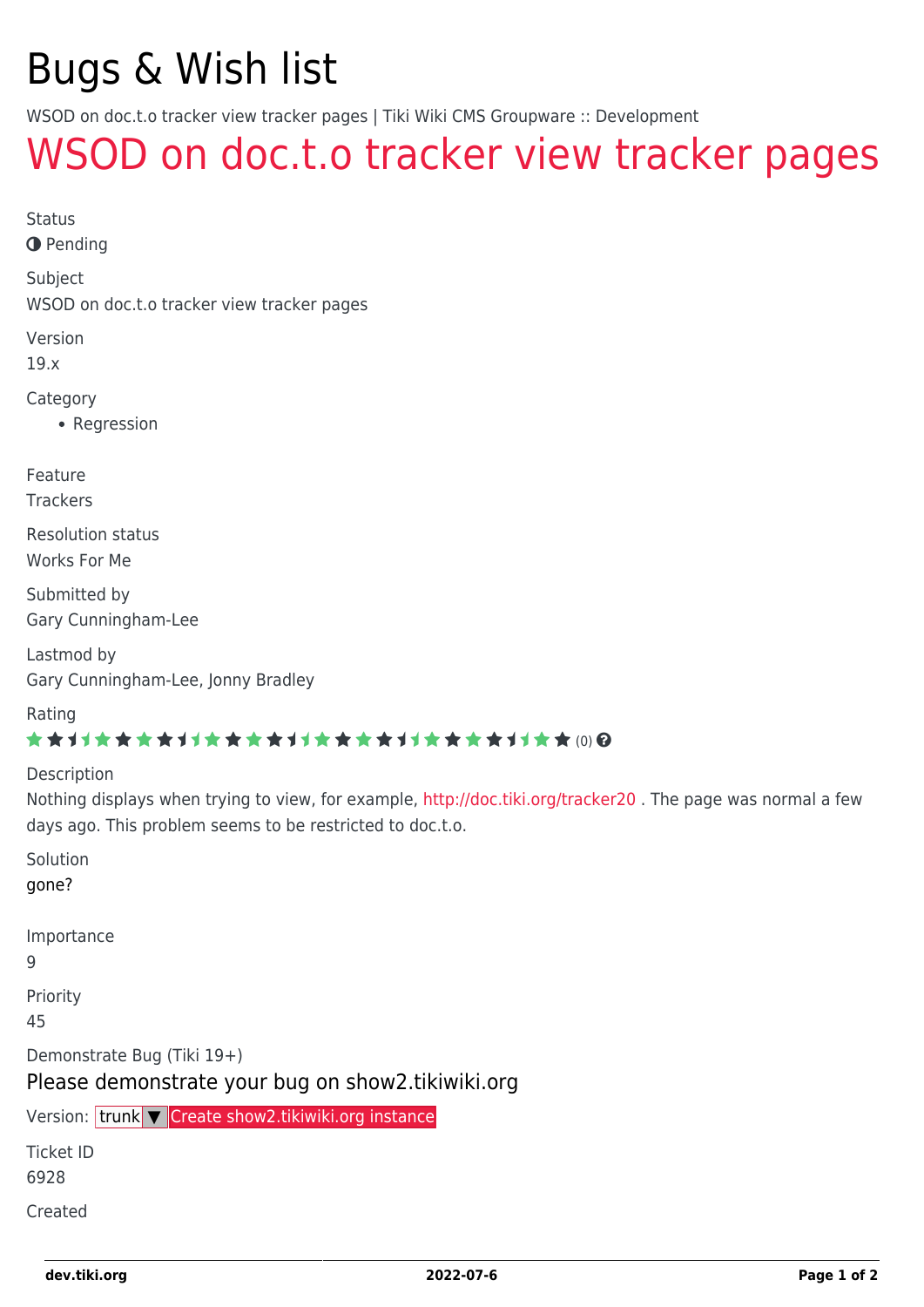# Bugs & Wish list

WSOD on doc.t.o tracker view tracker pages | Tiki Wiki CMS Groupware :: Development

## WSOD on doc.t.o tracker view tracker pages

Status

Pending

Subject

WSOD on doc.t.o tracker view tracker pages

Version

19.x

Category

- Regression

Feature

Trackers

Resolution status

Works For Me

Submitted by

Gary Cunningham-Lee

Lastmod by

Gary Cunningham-Lee, Jonny Bradley

Rating

(0)

Description

Nothing displays when trying to view, for example, http://doc.tiki.org/tracker20 . The page was normal a few days ago. This problem seems to be restricted to doc.t.o.

Solution

gone?

Importance

9

Priority

45

Demonstrate Bug (Tiki 19+)

Please demonstrate your bug on show2.tikiwiki.org

Version: trunk ▼ Create show2.tikiwiki.org instance

Ticket ID

6928

Created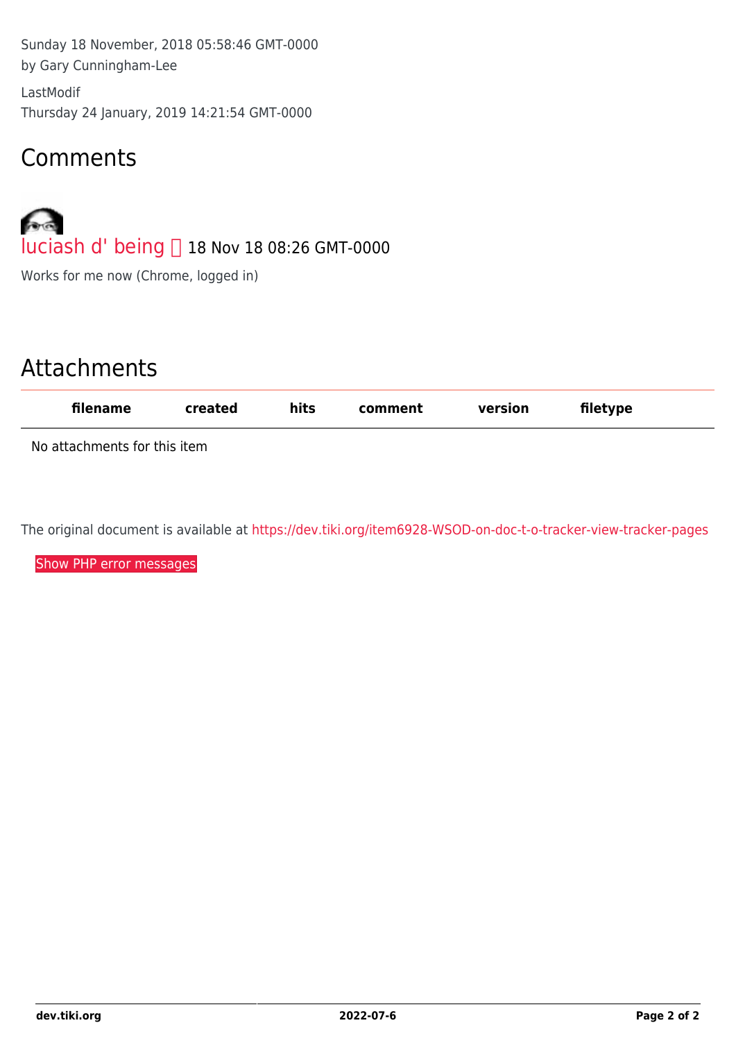Sunday 18 November, 2018 05:58:46 GMT-0000
by Gary Cunningham-Lee

LastModif
Thursday 24 January, 2019 14:21:54 GMT-0000

## Comments

luciash d' being 18 Nov 18 08:26 GMT-0000

Works for me now (Chrome, logged in)

## Attachments

| filename | created | hits | comment | version | filetype |
|---|---|---|---|---|---|
| No attachments for this item | | | | | |

The original document is available at https://dev.tiki.org/item6928-WSOD-on-doc-t-o-tracker-view-tracker-pages

Show PHP error messages